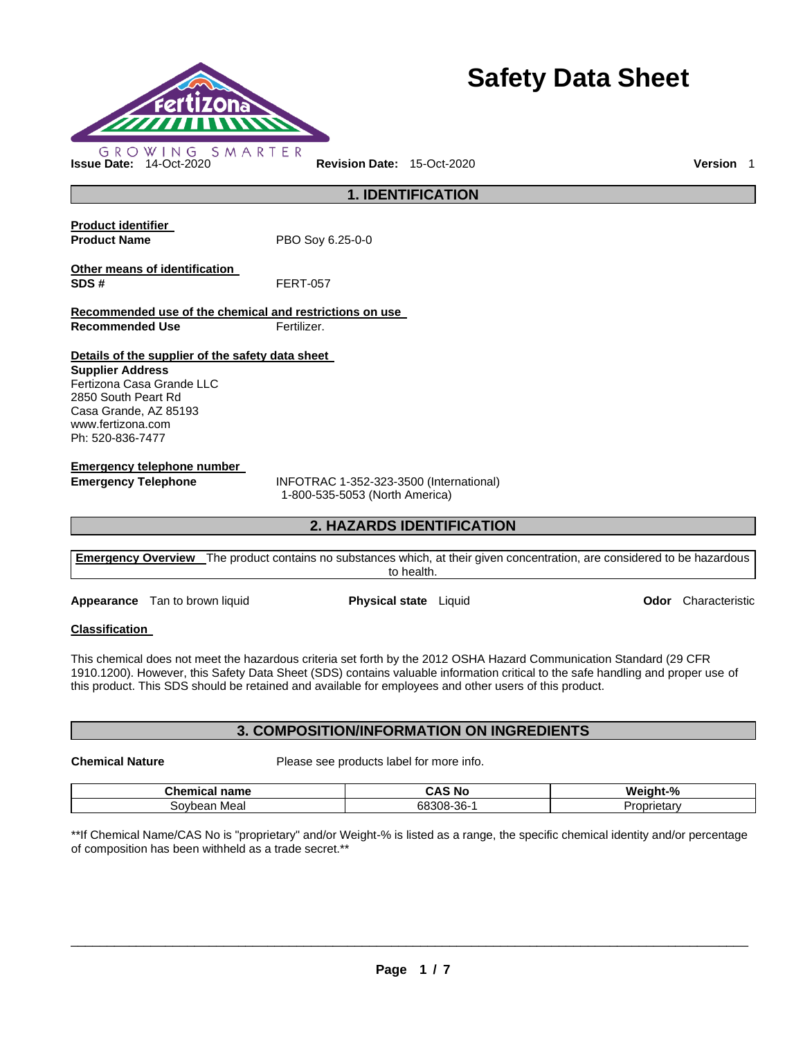# Safety Data Sheet

GROWING SMARTER

**Issue Date:** 14-Oct-2020 **Revision Date:** 15-Oct-2020 **Version** 1

## 1. IDENTIFICATION

**Product identifier**

**Product Name** PBO Soy 6.25-0-0

**Other means of identification**

**SDS #** FERT-057

**Recommended use of the chemical and restrictions on use**

**Recommended Use** Fertilizer.

**Details of the supplier of the safety data sheet**

**Supplier Address**
Fertizona Casa Grande LLC
2850 South Peart Rd
Casa Grande, AZ 85193
www.fertizona.com
Ph: 520-836-7477

**Emergency telephone number**

**Emergency Telephone** INFOTRAC 1-352-323-3500 (International)
1-800-535-5053 (North America)

## 2. HAZARDS IDENTIFICATION

**Emergency Overview** The product contains no substances which, at their given concentration, are considered to be hazardous to health.

**Appearance** Tan to brown liquid **Physical state** Liquid **Odor** Characteristic

**Classification**

This chemical does not meet the hazardous criteria set forth by the 2012 OSHA Hazard Communication Standard (29 CFR 1910.1200). However, this Safety Data Sheet (SDS) contains valuable information critical to the safe handling and proper use of this product. This SDS should be retained and available for employees and other users of this product.

## 3. COMPOSITION/INFORMATION ON INGREDIENTS

**Chemical Nature** Please see products label for more info.

| Chemical name | CAS No | Weight-% |
| --- | --- | --- |
| Soybean Meal | 68308-36-1 | Proprietary |

**If Chemical Name/CAS No is "proprietary" and/or Weight-% is listed as a range, the specific chemical identity and/or percentage of composition has been withheld as a trade secret.**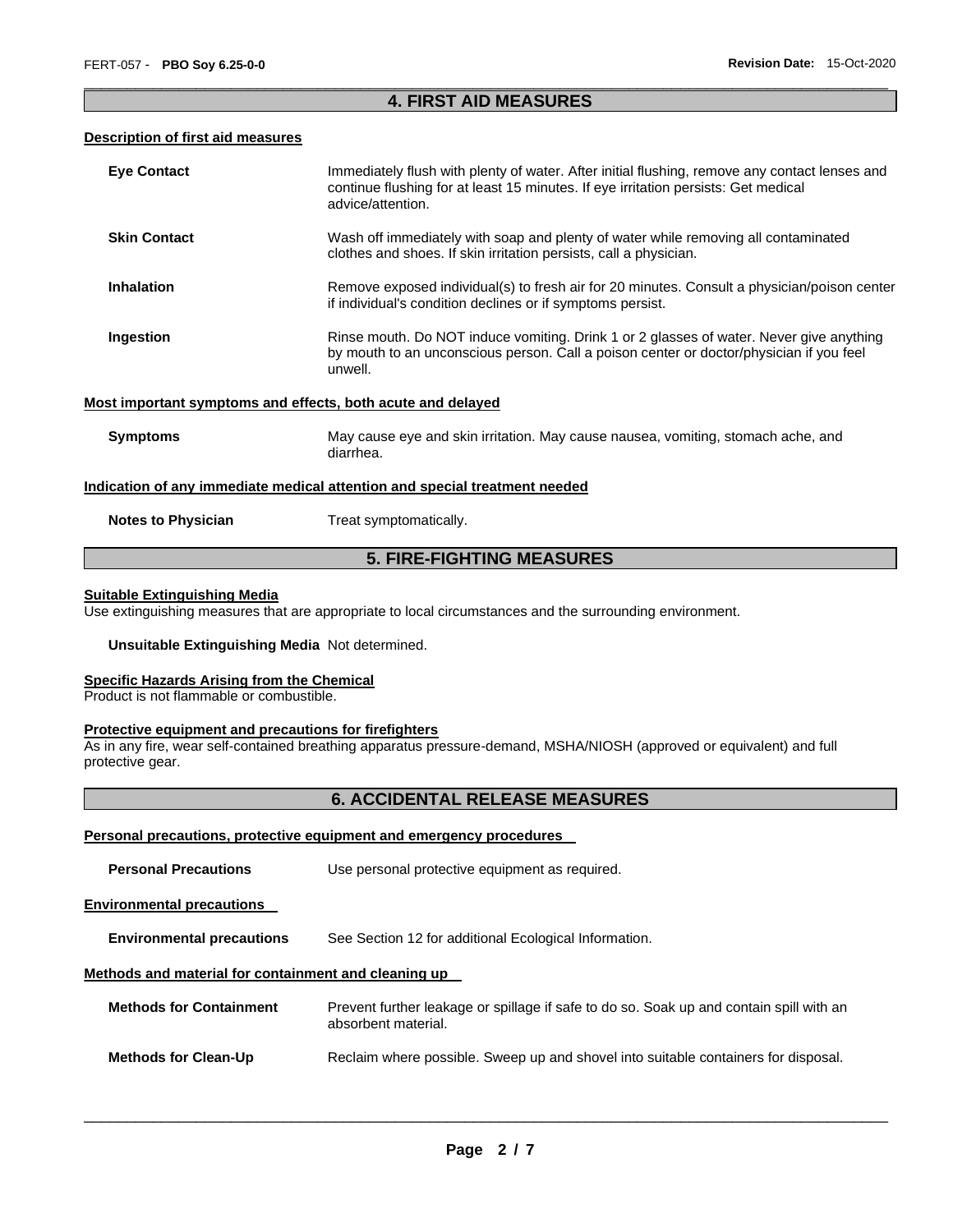## 4. FIRST AID MEASURES

### Description of first aid measures

| | |
|---|---|
| **Eye Contact** | Immediately flush with plenty of water. After initial flushing, remove any contact lenses and continue flushing for at least 15 minutes. If eye irritation persists: Get medical advice/attention. |
| **Skin Contact** | Wash off immediately with soap and plenty of water while removing all contaminated clothes and shoes. If skin irritation persists, call a physician. |
| **Inhalation** | Remove exposed individual(s) to fresh air for 20 minutes. Consult a physician/poison center if individual's condition declines or if symptoms persist. |
| **Ingestion** | Rinse mouth. Do NOT induce vomiting. Drink 1 or 2 glasses of water. Never give anything by mouth to an unconscious person. Call a poison center or doctor/physician if you feel unwell. |

### Most important symptoms and effects, both acute and delayed

| | |
|---|---|
| **Symptoms** | May cause eye and skin irritation. May cause nausea, vomiting, stomach ache, and diarrhea. |

### Indication of any immediate medical attention and special treatment needed

| | |
|---|---|
| **Notes to Physician** | Treat symptomatically. |

## 5. FIRE-FIGHTING MEASURES

### Suitable Extinguishing Media

Use extinguishing measures that are appropriate to local circumstances and the surrounding environment.

**Unsuitable Extinguishing Media** Not determined.

### Specific Hazards Arising from the Chemical

Product is not flammable or combustible.

### Protective equipment and precautions for firefighters

As in any fire, wear self-contained breathing apparatus pressure-demand, MSHA/NIOSH (approved or equivalent) and full protective gear.

## 6. ACCIDENTAL RELEASE MEASURES

### Personal precautions, protective equipment and emergency procedures

| | |
|---|---|
| **Personal Precautions** | Use personal protective equipment as required. |

### Environmental precautions

| | |
|---|---|
| **Environmental precautions** | See Section 12 for additional Ecological Information. |

### Methods and material for containment and cleaning up

| | |
|---|---|
| **Methods for Containment** | Prevent further leakage or spillage if safe to do so. Soak up and contain spill with an absorbent material. |
| **Methods for Clean-Up** | Reclaim where possible. Sweep up and shovel into suitable containers for disposal. |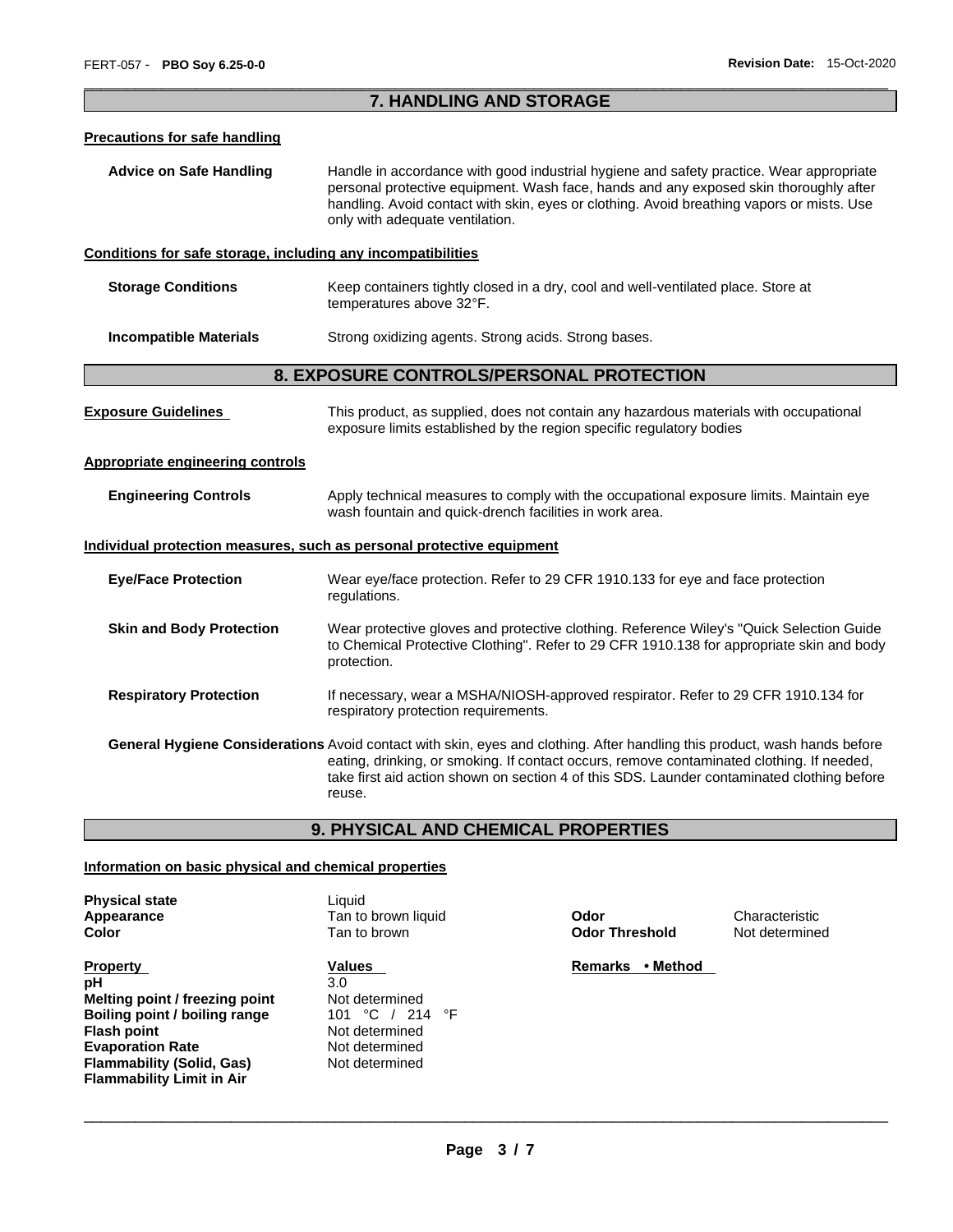## 7. HANDLING AND STORAGE

**Precautions for safe handling**

**Advice on Safe Handling** Handle in accordance with good industrial hygiene and safety practice. Wear appropriate personal protective equipment. Wash face, hands and any exposed skin thoroughly after handling. Avoid contact with skin, eyes or clothing. Avoid breathing vapors or mists. Use only with adequate ventilation.

**Conditions for safe storage, including any incompatibilities**

**Storage Conditions** Keep containers tightly closed in a dry, cool and well-ventilated place. Store at temperatures above 32°F.

**Incompatible Materials** Strong oxidizing agents. Strong acids. Strong bases.

## 8. EXPOSURE CONTROLS/PERSONAL PROTECTION

**Exposure Guidelines** This product, as supplied, does not contain any hazardous materials with occupational exposure limits established by the region specific regulatory bodies

**Appropriate engineering controls**

**Engineering Controls** Apply technical measures to comply with the occupational exposure limits. Maintain eye wash fountain and quick-drench facilities in work area.

**Individual protection measures, such as personal protective equipment**

**Eye/Face Protection** Wear eye/face protection. Refer to 29 CFR 1910.133 for eye and face protection regulations.

**Skin and Body Protection** Wear protective gloves and protective clothing. Reference Wiley's "Quick Selection Guide to Chemical Protective Clothing". Refer to 29 CFR 1910.138 for appropriate skin and body protection.

**Respiratory Protection** If necessary, wear a MSHA/NIOSH-approved respirator. Refer to 29 CFR 1910.134 for respiratory protection requirements.

**General Hygiene Considerations** Avoid contact with skin, eyes and clothing. After handling this product, wash hands before eating, drinking, or smoking. If contact occurs, remove contaminated clothing. If needed, take first aid action shown on section 4 of this SDS. Launder contaminated clothing before reuse.

## 9. PHYSICAL AND CHEMICAL PROPERTIES

**Information on basic physical and chemical properties**

| | | | |
|---|---|---|---|
| **Physical state** | Liquid | | |
| **Appearance** | Tan to brown liquid | **Odor** | Characteristic |
| **Color** | Tan to brown | **Odor Threshold** | Not determined |

| **Property** | **Values** | **Remarks • Method** |
|---|---|---|
| **pH** | 3.0 | |
| **Melting point / freezing point** | Not determined | |
| **Boiling point / boiling range** | 101 °C / 214 °F | |
| **Flash point** | Not determined | |
| **Evaporation Rate** | Not determined | |
| **Flammability (Solid, Gas)** | Not determined | |
| **Flammability Limit in Air** | | |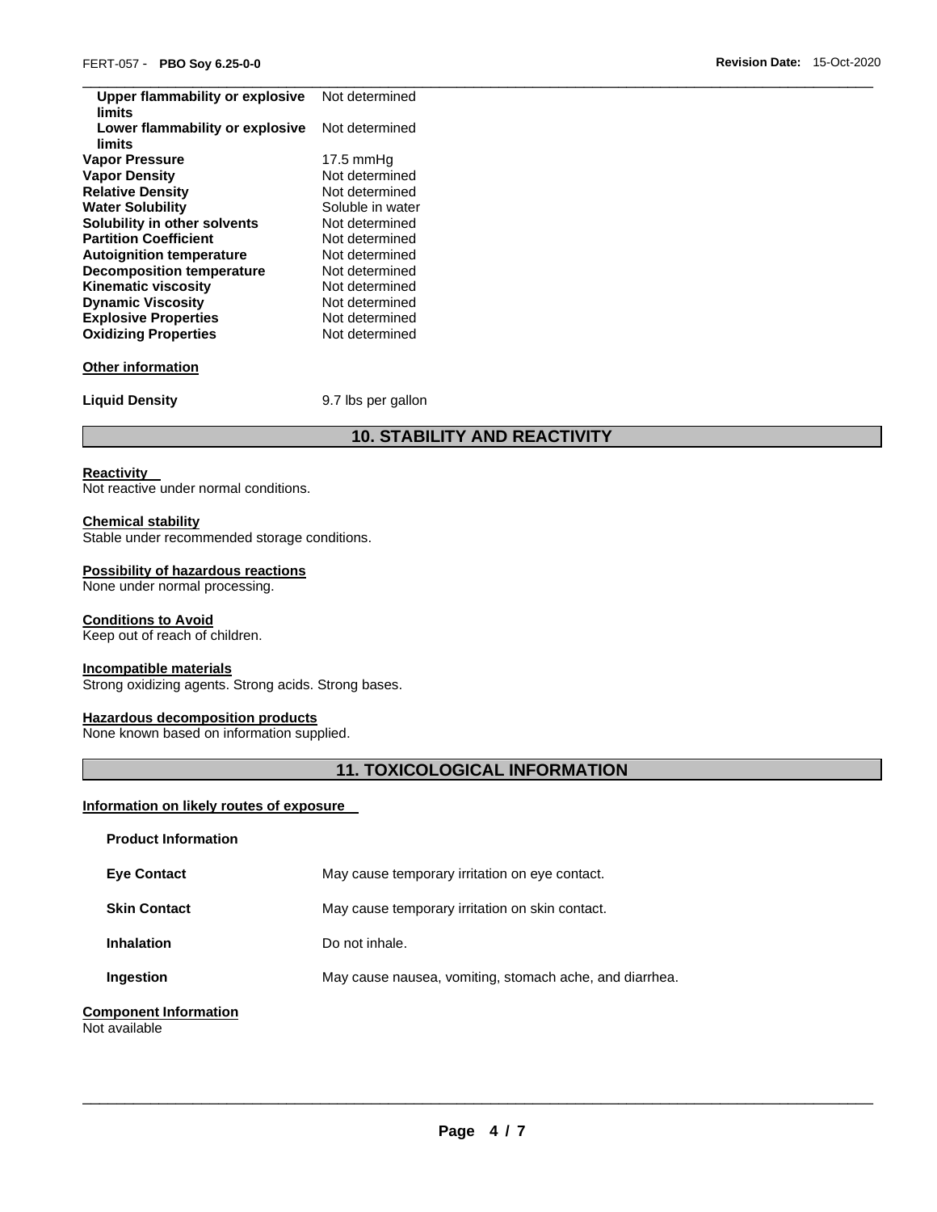| Property | Value |
| --- | --- |
| **Upper flammability or explosive limits** | Not determined |
| **Lower flammability or explosive limits** | Not determined |
| **Vapor Pressure** | 17.5 mmHg |
| **Vapor Density** | Not determined |
| **Relative Density** | Not determined |
| **Water Solubility** | Soluble in water |
| **Solubility in other solvents** | Not determined |
| **Partition Coefficient** | Not determined |
| **Autoignition temperature** | Not determined |
| **Decomposition temperature** | Not determined |
| **Kinematic viscosity** | Not determined |
| **Dynamic Viscosity** | Not determined |
| **Explosive Properties** | Not determined |
| **Oxidizing Properties** | Not determined |

**Other information**

**Liquid Density** 9.7 lbs per gallon

## 10. STABILITY AND REACTIVITY

**Reactivity**
Not reactive under normal conditions.

**Chemical stability**
Stable under recommended storage conditions.

**Possibility of hazardous reactions**
None under normal processing.

**Conditions to Avoid**
Keep out of reach of children.

**Incompatible materials**
Strong oxidizing agents. Strong acids. Strong bases.

**Hazardous decomposition products**
None known based on information supplied.

## 11. TOXICOLOGICAL INFORMATION

**Information on likely routes of exposure**

**Product Information**

**Eye Contact** May cause temporary irritation on eye contact.

**Skin Contact** May cause temporary irritation on skin contact.

**Inhalation** Do not inhale.

**Ingestion** May cause nausea, vomiting, stomach ache, and diarrhea.

**Component Information**
Not available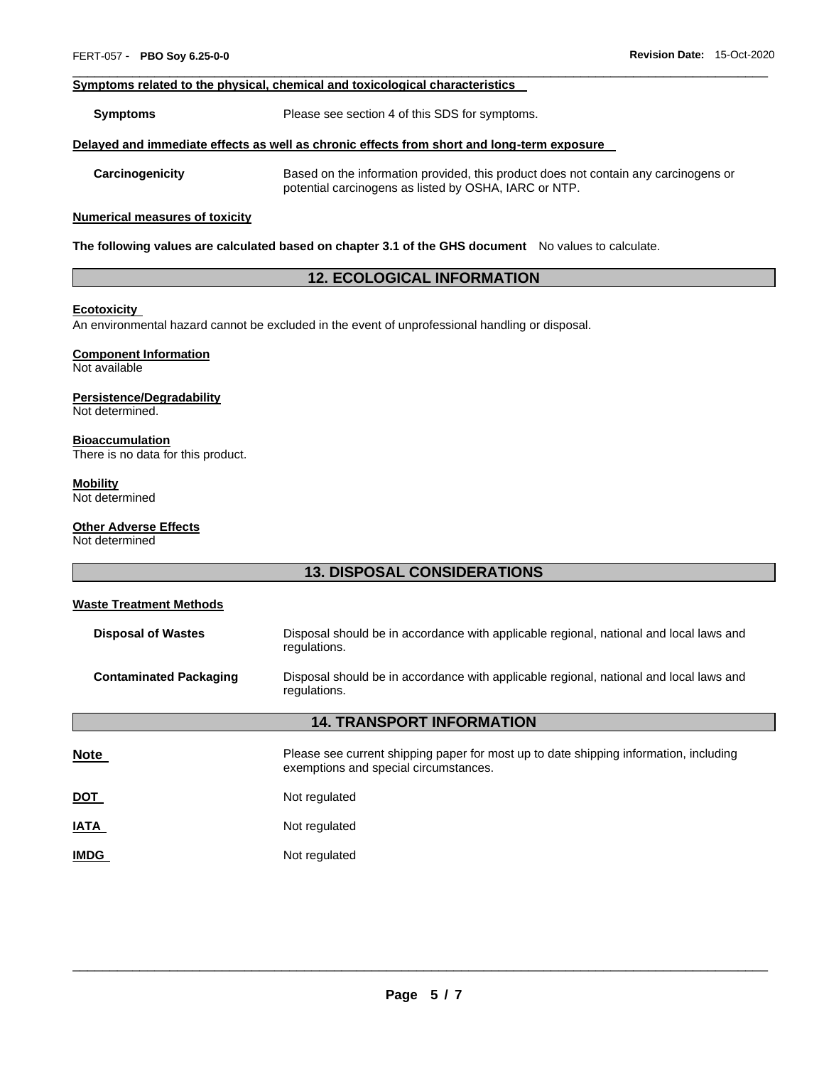**Symptoms related to the physical, chemical and toxicological characteristics**

**Symptoms** Please see section 4 of this SDS for symptoms.

**Delayed and immediate effects as well as chronic effects from short and long-term exposure**

**Carcinogenicity** Based on the information provided, this product does not contain any carcinogens or potential carcinogens as listed by OSHA, IARC or NTP.

**Numerical measures of toxicity**

**The following values are calculated based on chapter 3.1 of the GHS document** No values to calculate.

## 12. ECOLOGICAL INFORMATION

**Ecotoxicity**

An environmental hazard cannot be excluded in the event of unprofessional handling or disposal.

**Component Information**

Not available

**Persistence/Degradability**

Not determined.

**Bioaccumulation**

There is no data for this product.

**Mobility**

Not determined

**Other Adverse Effects**

Not determined

## 13. DISPOSAL CONSIDERATIONS

**Waste Treatment Methods**

**Disposal of Wastes** Disposal should be in accordance with applicable regional, national and local laws and regulations.

**Contaminated Packaging** Disposal should be in accordance with applicable regional, national and local laws and regulations.

## 14. TRANSPORT INFORMATION

**Note** Please see current shipping paper for most up to date shipping information, including exemptions and special circumstances.

**DOT** Not regulated

**IATA** Not regulated

**IMDG** Not regulated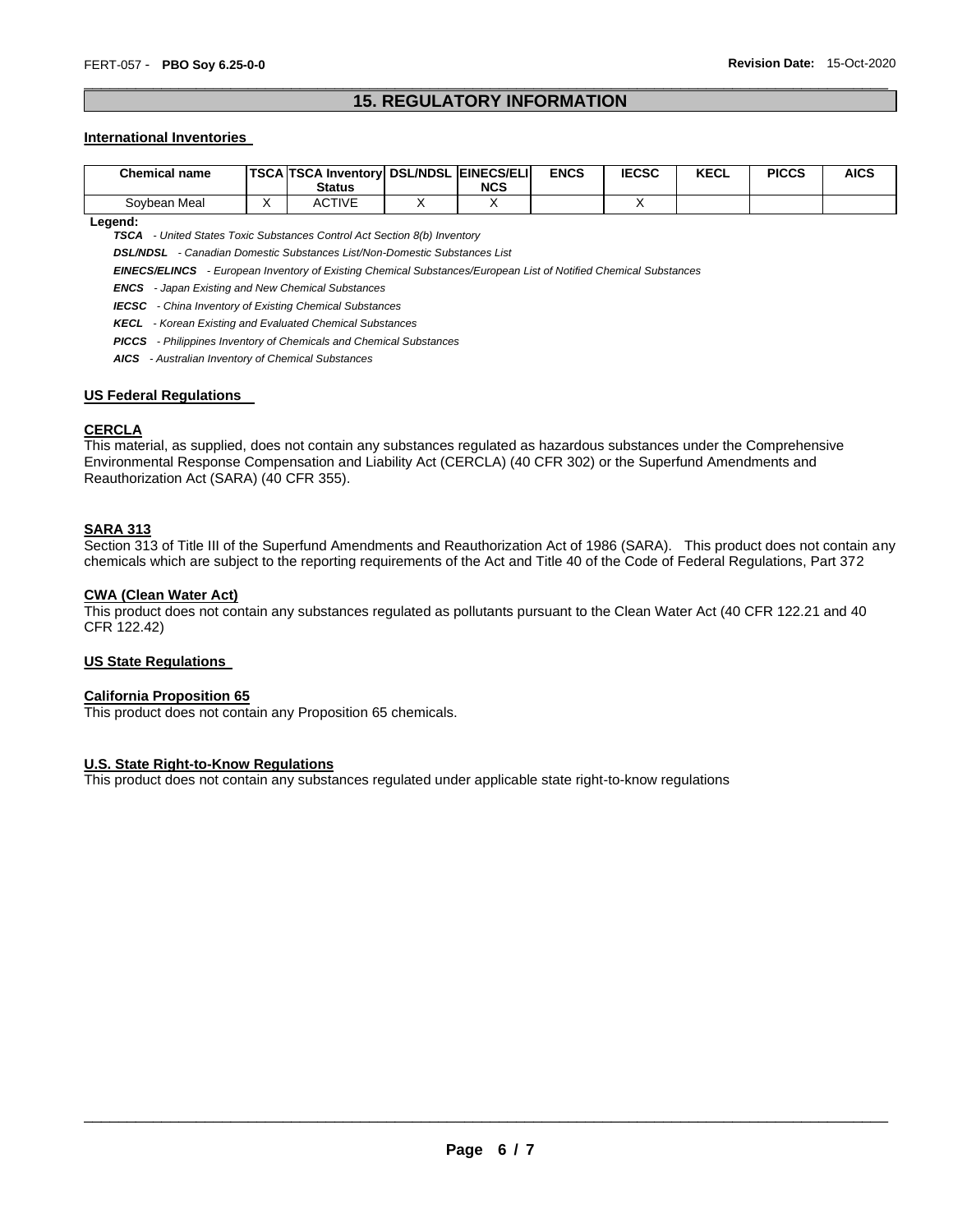## 15. REGULATORY INFORMATION

### International Inventories

| Chemical name | TSCA | TSCA Inventory Status | DSL/NDSL | EINECS/ELINCS | ENCS | IECSC | KECL | PICCS | AICS |
|---|---|---|---|---|---|---|---|---|---|
| Soybean Meal | X | ACTIVE | X | X | | X | | | |

**Legend:**

***TSCA*** *- United States Toxic Substances Control Act Section 8(b) Inventory*

***DSL/NDSL*** *- Canadian Domestic Substances List/Non-Domestic Substances List*

***EINECS/ELINCS*** *- European Inventory of Existing Chemical Substances/European List of Notified Chemical Substances*

***ENCS*** *- Japan Existing and New Chemical Substances*

***IECSC*** *- China Inventory of Existing Chemical Substances*

***KECL*** *- Korean Existing and Evaluated Chemical Substances*

***PICCS*** *- Philippines Inventory of Chemicals and Chemical Substances*

***AICS*** *- Australian Inventory of Chemical Substances*

### US Federal Regulations

#### CERCLA

This material, as supplied, does not contain any substances regulated as hazardous substances under the Comprehensive Environmental Response Compensation and Liability Act (CERCLA) (40 CFR 302) or the Superfund Amendments and Reauthorization Act (SARA) (40 CFR 355).

#### SARA 313

Section 313 of Title III of the Superfund Amendments and Reauthorization Act of 1986 (SARA). This product does not contain any chemicals which are subject to the reporting requirements of the Act and Title 40 of the Code of Federal Regulations, Part 372

#### CWA (Clean Water Act)

This product does not contain any substances regulated as pollutants pursuant to the Clean Water Act (40 CFR 122.21 and 40 CFR 122.42)

### US State Regulations

#### California Proposition 65

This product does not contain any Proposition 65 chemicals.

#### U.S. State Right-to-Know Regulations

This product does not contain any substances regulated under applicable state right-to-know regulations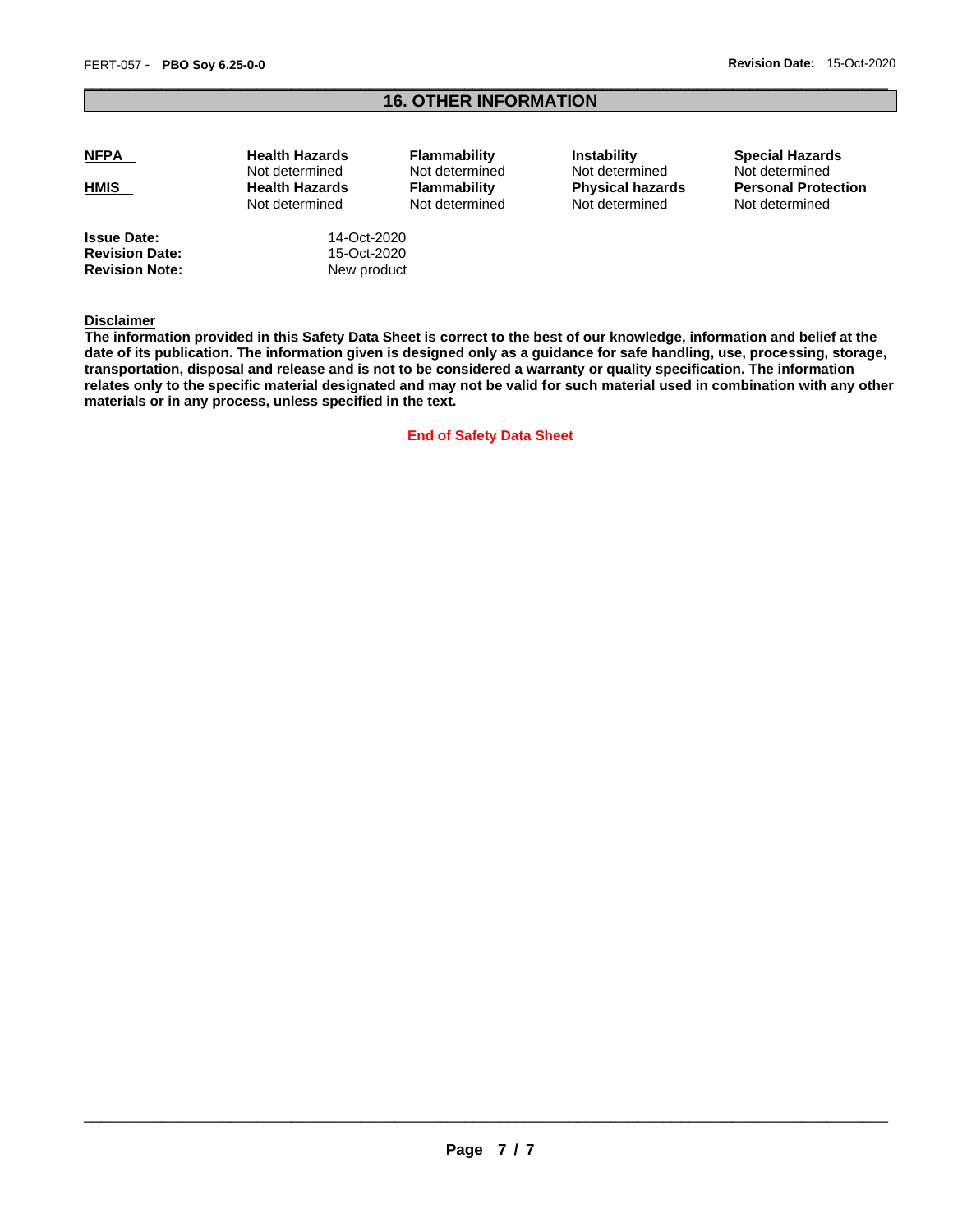## 16. OTHER INFORMATION

| | | | | |
|---|---|---|---|---|
| **NFPA** | **Health Hazards** Not determined | **Flammability** Not determined | **Instability** Not determined | **Special Hazards** Not determined |
| **HMIS** | **Health Hazards** Not determined | **Flammability** Not determined | **Physical hazards** Not determined | **Personal Protection** Not determined |

**Issue Date:** 14-Oct-2020
**Revision Date:** 15-Oct-2020
**Revision Note:** New product

**Disclaimer**

**The information provided in this Safety Data Sheet is correct to the best of our knowledge, information and belief at the date of its publication. The information given is designed only as a guidance for safe handling, use, processing, storage, transportation, disposal and release and is not to be considered a warranty or quality specification. The information relates only to the specific material designated and may not be valid for such material used in combination with any other materials or in any process, unless specified in the text.**

**End of Safety Data Sheet**